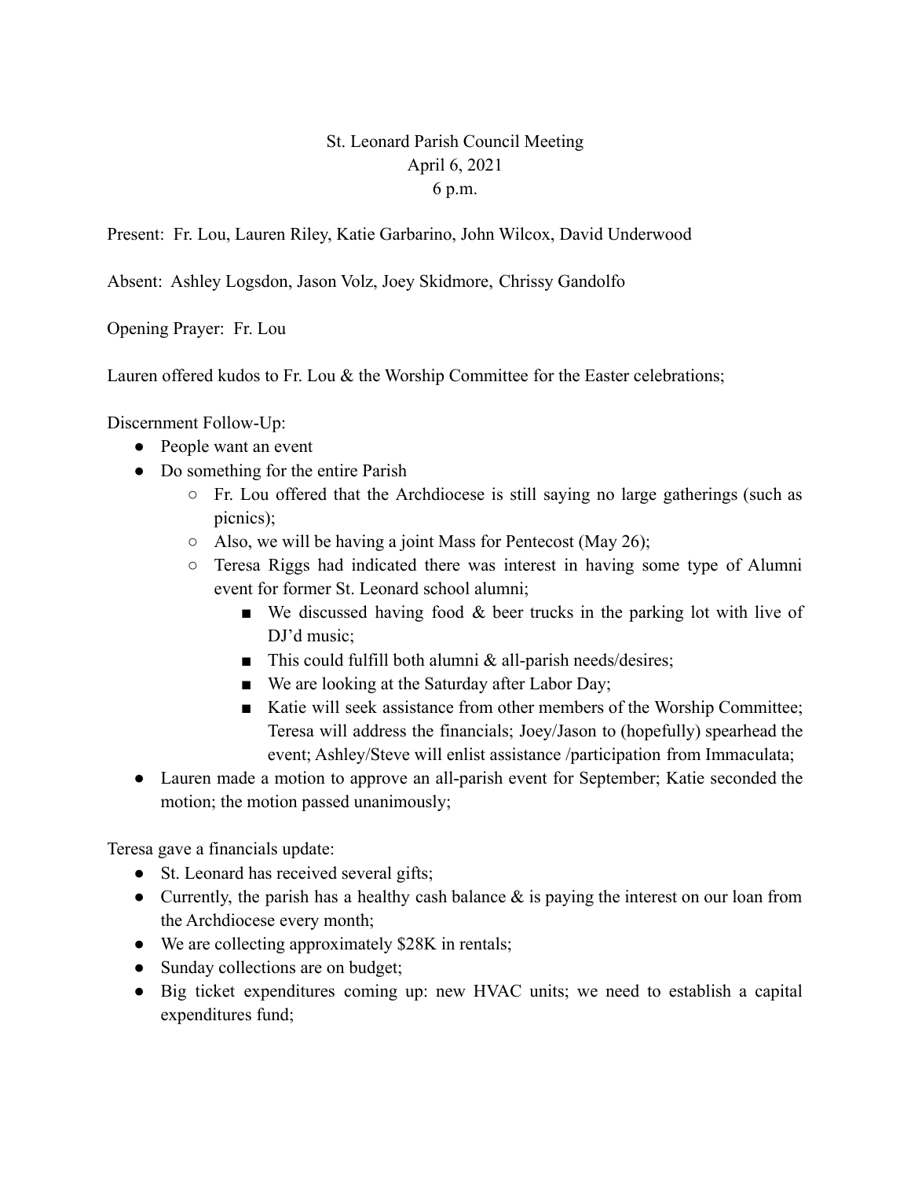St. Leonard Parish Council Meeting
April 6, 2021
6 p.m.

Present: Fr. Lou, Lauren Riley, Katie Garbarino, John Wilcox, David Underwood

Absent: Ashley Logsdon, Jason Volz, Joey Skidmore, Chrissy Gandolfo

Opening Prayer: Fr. Lou

Lauren offered kudos to Fr. Lou & the Worship Committee for the Easter celebrations;

Discernment Follow-Up:

- People want an event
- Do something for the entire Parish
    - Fr. Lou offered that the Archdiocese is still saying no large gatherings (such as picnics);
    - Also, we will be having a joint Mass for Pentecost (May 26);
    - Teresa Riggs had indicated there was interest in having some type of Alumni event for former St. Leonard school alumni;
        - We discussed having food & beer trucks in the parking lot with live of DJ'd music;
        - This could fulfill both alumni & all-parish needs/desires;
        - We are looking at the Saturday after Labor Day;
        - Katie will seek assistance from other members of the Worship Committee; Teresa will address the financials; Joey/Jason to (hopefully) spearhead the event; Ashley/Steve will enlist assistance /participation from Immaculata;
- Lauren made a motion to approve an all-parish event for September; Katie seconded the motion; the motion passed unanimously;

Teresa gave a financials update:

- St. Leonard has received several gifts;
- Currently, the parish has a healthy cash balance & is paying the interest on our loan from the Archdiocese every month;
- We are collecting approximately $28K in rentals;
- Sunday collections are on budget;
- Big ticket expenditures coming up: new HVAC units; we need to establish a capital expenditures fund;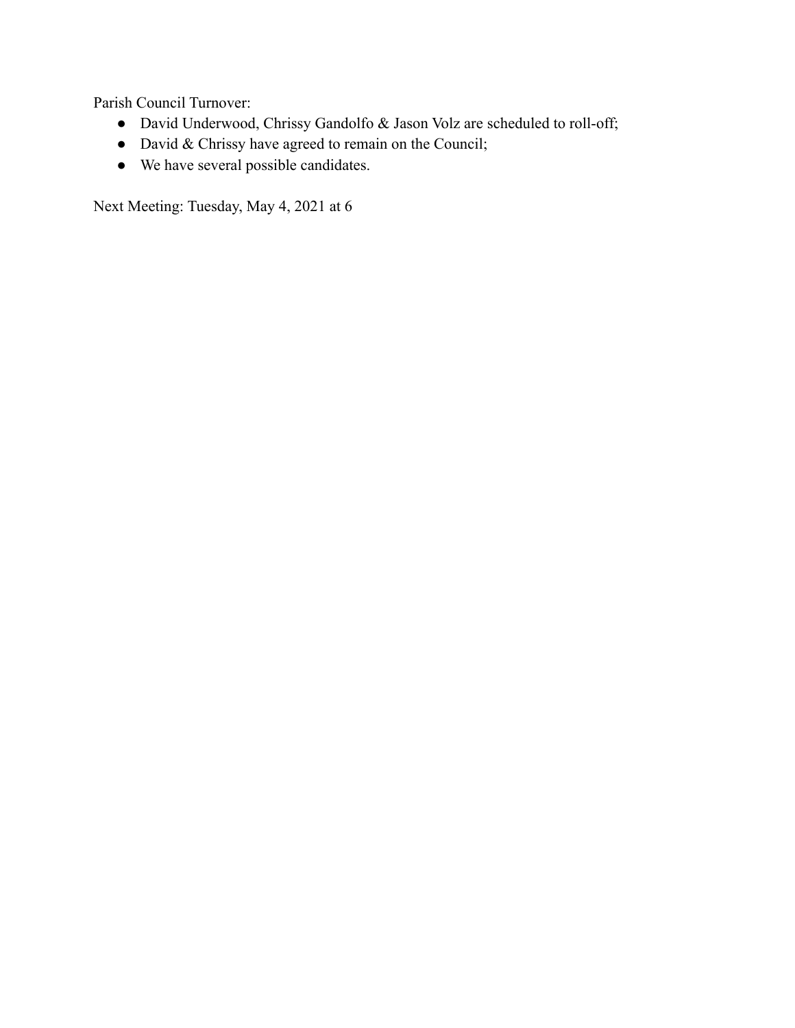Parish Council Turnover:

- David Underwood, Chrissy Gandolfo & Jason Volz are scheduled to roll-off;
- David & Chrissy have agreed to remain on the Council;
- We have several possible candidates.

Next Meeting: Tuesday, May 4, 2021 at 6